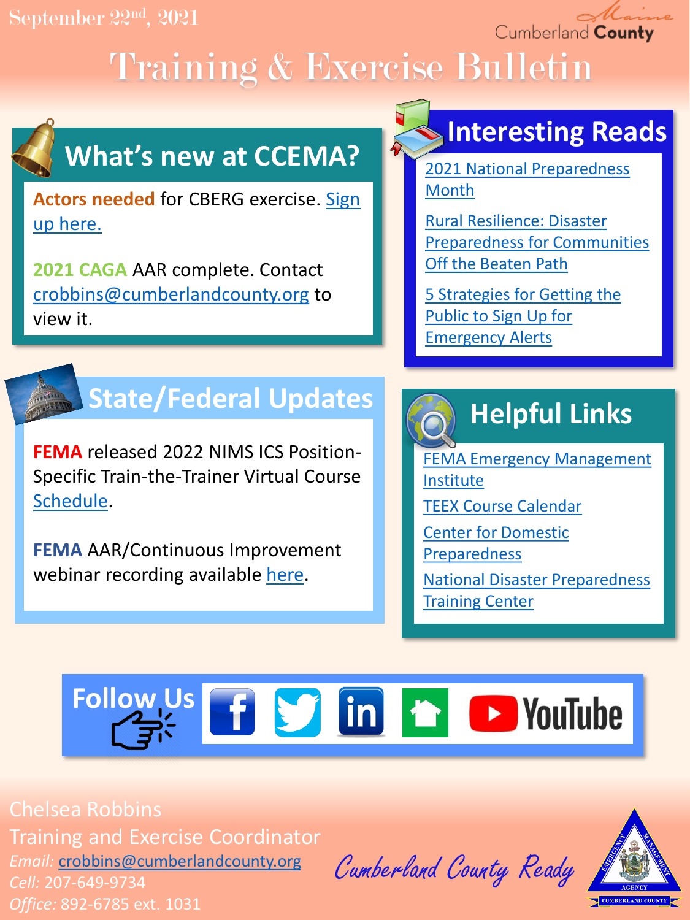September 22nd, 2021

Cumberland County Maine

# Training & Exercise Bulletin

## What's new at CCEMA?

**Actors needed** for CBERG exercise. Sign up here.

**2021 CAGA** AAR complete. Contact crobbins@cumberlandcounty.org to view it.

## Interesting Reads

- 2021 National Preparedness Month
- Rural Resilience: Disaster Preparedness for Communities Off the Beaten Path
- 5 Strategies for Getting the Public to Sign Up for Emergency Alerts

## State/Federal Updates

**FEMA** released 2022 NIMS ICS Position-Specific Train-the-Trainer Virtual Course Schedule.

**FEMA** AAR/Continuous Improvement webinar recording available here.

## Helpful Links

- FEMA Emergency Management Institute
- TEEX Course Calendar
- Center for Domestic Preparedness
- National Disaster Preparedness Training Center

## Follow Us

Chelsea Robbins
Training and Exercise Coordinator
*Email:* crobbins@cumberlandcounty.org
*Cell:* 207-649-9734
*Office:* 892-6785 ext. 1031

Cumberland County Ready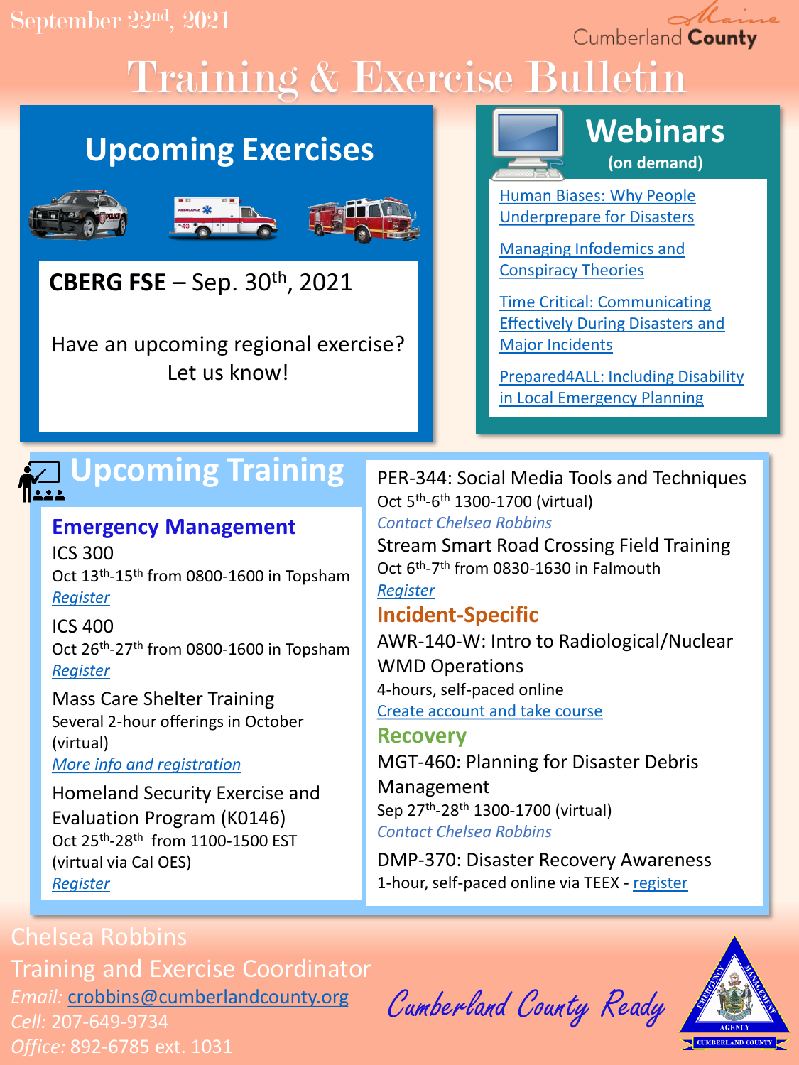September 22nd, 2021

Cumberland County Maine

# Training & Exercise Bulletin

## Upcoming Exercises

**CBERG FSE** – Sep. 30th, 2021

Have an upcoming regional exercise? Let us know!

## Webinars (on demand)

- Human Biases: Why People Underprepare for Disasters
- Managing Infodemics and Conspiracy Theories
- Time Critical: Communicating Effectively During Disasters and Major Incidents
- Prepared4ALL: Including Disability in Local Emergency Planning

## Upcoming Training

### Emergency Management

ICS 300
Oct 13th-15th from 0800-1600 in Topsham
*Register*

ICS 400
Oct 26th-27th from 0800-1600 in Topsham
*Register*

Mass Care Shelter Training
Several 2-hour offerings in October (virtual)
*More info and registration*

Homeland Security Exercise and Evaluation Program (K0146)
Oct 25th-28th from 1100-1500 EST (virtual via Cal OES)
*Register*

PER-344: Social Media Tools and Techniques
Oct 5th-6th 1300-1700 (virtual)
*Contact Chelsea Robbins*

Stream Smart Road Crossing Field Training
Oct 6th-7th from 0830-1630 in Falmouth
*Register*

### Incident-Specific

AWR-140-W: Intro to Radiological/Nuclear WMD Operations
4-hours, self-paced online
Create account and take course

### Recovery

MGT-460: Planning for Disaster Debris Management
Sep 27th-28th 1300-1700 (virtual)
*Contact Chelsea Robbins*

DMP-370: Disaster Recovery Awareness
1-hour, self-paced online via TEEX - register

Chelsea Robbins
Training and Exercise Coordinator
*Email:* crobbins@cumberlandcounty.org
*Cell:* 207-649-9734
*Office:* 892-6785 ext. 1031

*Cumberland County Ready*